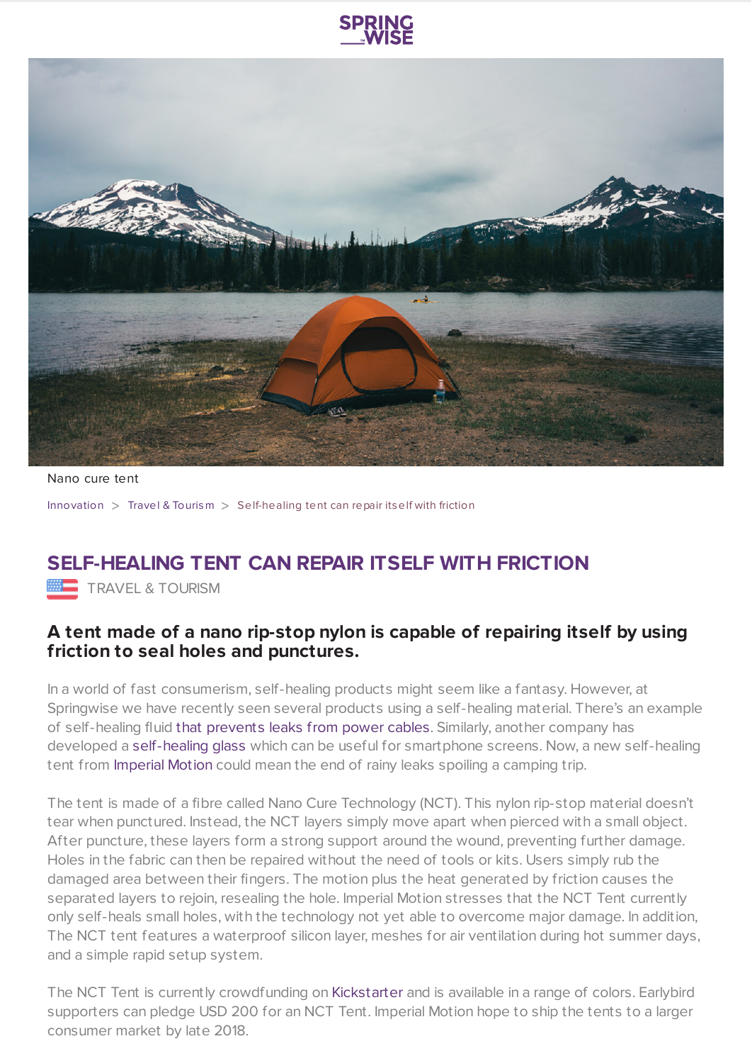Nano cure tent

Innovation > Travel & Tourism > Self-healing tent can repair itself with friction

# SELF-HEALING TENT CAN REPAIR ITSELF WITH FRICTION

TRAVEL & TOURISM

## A tent made of a nano rip-stop nylon is capable of repairing itself by using friction to seal holes and punctures.

In a world of fast consumerism, self-healing products might seem like a fantasy. However, at Springwise we have recently seen several products using a self-healing material. There's an example of self-healing fluid that prevents leaks from power cables. Similarly, another company has developed a self-healing glass which can be useful for smartphone screens. Now, a new self-healing tent from Imperial Motion could mean the end of rainy leaks spoiling a camping trip.

The tent is made of a fibre called Nano Cure Technology (NCT). This nylon rip-stop material doesn't tear when punctured. Instead, the NCT layers simply move apart when pierced with a small object. After puncture, these layers form a strong support around the wound, preventing further damage. Holes in the fabric can then be repaired without the need of tools or kits. Users simply rub the damaged area between their fingers. The motion plus the heat generated by friction causes the separated layers to rejoin, resealing the hole. Imperial Motion stresses that the NCT Tent currently only self-heals small holes, with the technology not yet able to overcome major damage. In addition, The NCT tent features a waterproof silicon layer, meshes for air ventilation during hot summer days, and a simple rapid setup system.

The NCT Tent is currently crowdfunding on Kickstarter and is available in a range of colors. Earlybird supporters can pledge USD 200 for an NCT Tent. Imperial Motion hope to ship the tents to a larger consumer market by late 2018.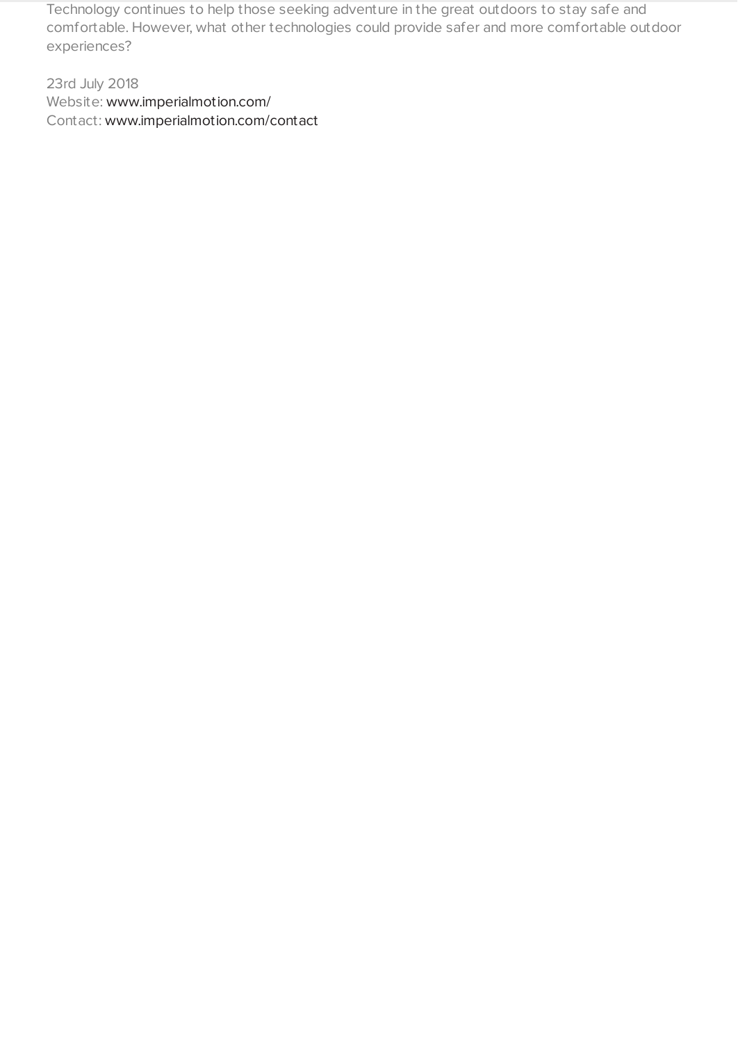Technology continues to help those seeking adventure in the great outdoors to stay safe and comfortable. However, what other technologies could provide safer and more comfortable outdoor experiences?

23rd July 2018
Website: www.imperialmotion.com/
Contact: www.imperialmotion.com/contact